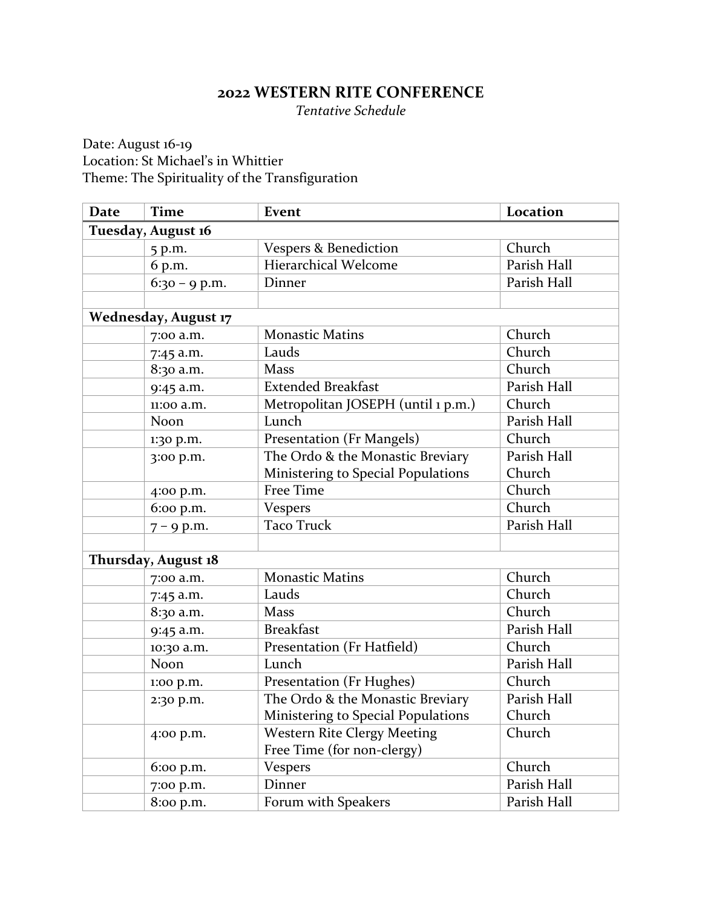## 2022 WESTERN RITE CONFERENCE

*Tentative Schedule*

Date: August 16-19
Location: St Michael's in Whittier
Theme: The Spirituality of the Transfiguration

| Date | Time | Event | Location |
|---|---|---|---|
| **Tuesday, August 16** | | | |
| | 5 p.m. | Vespers & Benediction | Church |
| | 6 p.m. | Hierarchical Welcome | Parish Hall |
| | 6:30 – 9 p.m. | Dinner | Parish Hall |
| | | | |
| **Wednesday, August 17** | | | |
| | 7:00 a.m. | Monastic Matins | Church |
| | 7:45 a.m. | Lauds | Church |
| | 8:30 a.m. | Mass | Church |
| | 9:45 a.m. | Extended Breakfast | Parish Hall |
| | 11:00 a.m. | Metropolitan JOSEPH (until 1 p.m.) | Church |
| | Noon | Lunch | Parish Hall |
| | 1:30 p.m. | Presentation (Fr Mangels) | Church |
| | 3:00 p.m. | The Ordo & the Monastic Breviary<br>Ministering to Special Populations | Parish Hall<br>Church |
| | 4:00 p.m. | Free Time | Church |
| | 6:00 p.m. | Vespers | Church |
| | 7 – 9 p.m. | Taco Truck | Parish Hall |
| | | | |
| **Thursday, August 18** | | | |
| | 7:00 a.m. | Monastic Matins | Church |
| | 7:45 a.m. | Lauds | Church |
| | 8:30 a.m. | Mass | Church |
| | 9:45 a.m. | Breakfast | Parish Hall |
| | 10:30 a.m. | Presentation (Fr Hatfield) | Church |
| | Noon | Lunch | Parish Hall |
| | 1:00 p.m. | Presentation (Fr Hughes) | Church |
| | 2:30 p.m. | The Ordo & the Monastic Breviary<br>Ministering to Special Populations | Parish Hall<br>Church |
| | 4:00 p.m. | Western Rite Clergy Meeting<br>Free Time (for non-clergy) | Church |
| | 6:00 p.m. | Vespers | Church |
| | 7:00 p.m. | Dinner | Parish Hall |
| | 8:00 p.m. | Forum with Speakers | Parish Hall |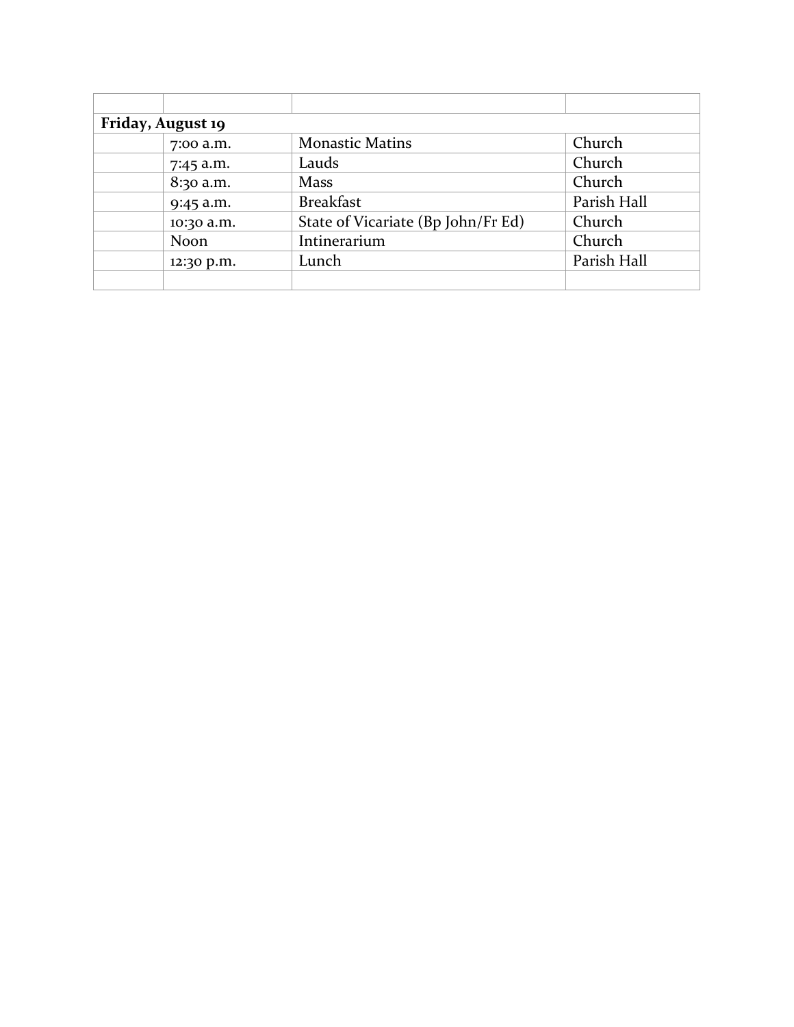| | | | |
|---|---|---|---|
| | | | |
| **Friday, August 19** | | | |
| | 7:00 a.m. | Monastic Matins | Church |
| | 7:45 a.m. | Lauds | Church |
| | 8:30 a.m. | Mass | Church |
| | 9:45 a.m. | Breakfast | Parish Hall |
| | 10:30 a.m. | State of Vicariate (Bp John/Fr Ed) | Church |
| | Noon | Intinerarium | Church |
| | 12:30 p.m. | Lunch | Parish Hall |
| | | | |